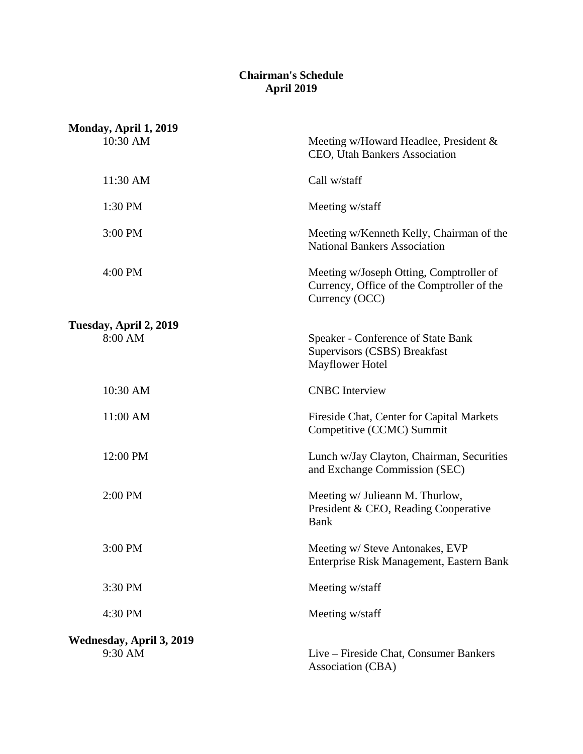# Chairman's Schedule
## April 2019

**Monday, April 1, 2019**

| Time | Event |
|---|---|
| 10:30 AM | Meeting w/Howard Headlee, President & CEO, Utah Bankers Association |
| 11:30 AM | Call w/staff |
| 1:30 PM | Meeting w/staff |
| 3:00 PM | Meeting w/Kenneth Kelly, Chairman of the National Bankers Association |
| 4:00 PM | Meeting w/Joseph Otting, Comptroller of Currency, Office of the Comptroller of the Currency (OCC) |

**Tuesday, April 2, 2019**

| Time | Event |
|---|---|
| 8:00 AM | Speaker - Conference of State Bank Supervisors (CSBS) Breakfast<br>Mayflower Hotel |
| 10:30 AM | CNBC Interview |
| 11:00 AM | Fireside Chat, Center for Capital Markets Competitive (CCMC) Summit |
| 12:00 PM | Lunch w/Jay Clayton, Chairman, Securities and Exchange Commission (SEC) |
| 2:00 PM | Meeting w/ Julieann M. Thurlow, President & CEO, Reading Cooperative Bank |
| 3:00 PM | Meeting w/ Steve Antonakes, EVP Enterprise Risk Management, Eastern Bank |
| 3:30 PM | Meeting w/staff |
| 4:30 PM | Meeting w/staff |

**Wednesday, April 3, 2019**

| Time | Event |
|---|---|
| 9:30 AM | Live – Fireside Chat, Consumer Bankers Association (CBA) |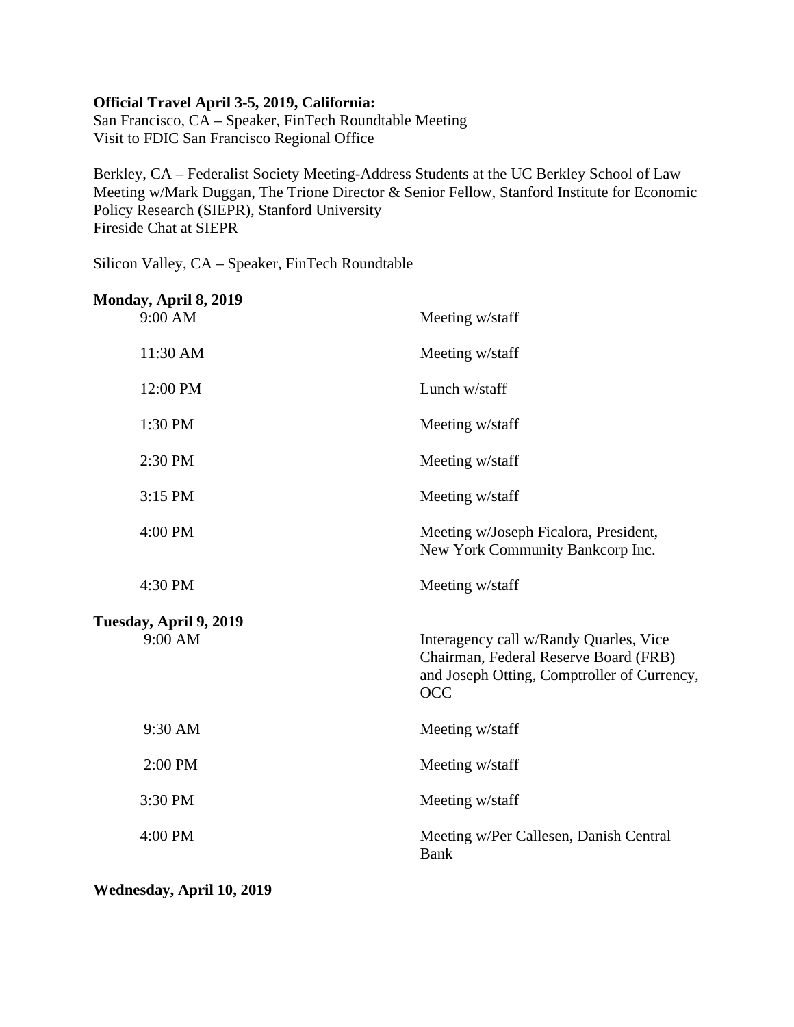**Official Travel April 3-5, 2019, California:**
San Francisco, CA – Speaker, FinTech Roundtable Meeting
Visit to FDIC San Francisco Regional Office

Berkley, CA – Federalist Society Meeting-Address Students at the UC Berkley School of Law
Meeting w/Mark Duggan, The Trione Director & Senior Fellow, Stanford Institute for Economic Policy Research (SIEPR), Stanford University
Fireside Chat at SIEPR

Silicon Valley, CA – Speaker, FinTech Roundtable

**Monday, April 8, 2019**

| | |
|---|---|
| 9:00 AM | Meeting w/staff |
| 11:30 AM | Meeting w/staff |
| 12:00 PM | Lunch w/staff |
| 1:30 PM | Meeting w/staff |
| 2:30 PM | Meeting w/staff |
| 3:15 PM | Meeting w/staff |
| 4:00 PM | Meeting w/Joseph Ficalora, President, New York Community Bankcorp Inc. |
| 4:30 PM | Meeting w/staff |

**Tuesday, April 9, 2019**

| | |
|---|---|
| 9:00 AM | Interagency call w/Randy Quarles, Vice Chairman, Federal Reserve Board (FRB) and Joseph Otting, Comptroller of Currency, OCC |
| 9:30 AM | Meeting w/staff |
| 2:00 PM | Meeting w/staff |
| 3:30 PM | Meeting w/staff |
| 4:00 PM | Meeting w/Per Callesen, Danish Central Bank |

**Wednesday, April 10, 2019**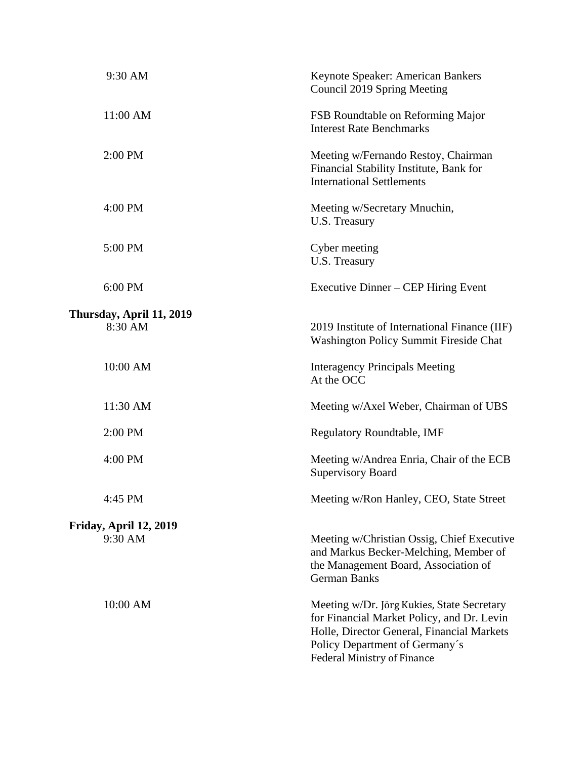| | |
|---|---|
| 9:30 AM | Keynote Speaker: American Bankers Council 2019 Spring Meeting |
| 11:00 AM | FSB Roundtable on Reforming Major Interest Rate Benchmarks |
| 2:00 PM | Meeting w/Fernando Restoy, Chairman Financial Stability Institute, Bank for International Settlements |
| 4:00 PM | Meeting w/Secretary Mnuchin, U.S. Treasury |
| 5:00 PM | Cyber meeting U.S. Treasury |
| 6:00 PM | Executive Dinner – CEP Hiring Event |

**Thursday, April 11, 2019**

| | |
|---|---|
| 8:30 AM | 2019 Institute of International Finance (IIF) Washington Policy Summit Fireside Chat |
| 10:00 AM | Interagency Principals Meeting At the OCC |
| 11:30 AM | Meeting w/Axel Weber, Chairman of UBS |
| 2:00 PM | Regulatory Roundtable, IMF |
| 4:00 PM | Meeting w/Andrea Enria, Chair of the ECB Supervisory Board |
| 4:45 PM | Meeting w/Ron Hanley, CEO, State Street |

**Friday, April 12, 2019**

| | |
|---|---|
| 9:30 AM | Meeting w/Christian Ossig, Chief Executive and Markus Becker-Melching, Member of the Management Board, Association of German Banks |
| 10:00 AM | Meeting w/Dr. Jörg Kukies, State Secretary for Financial Market Policy, and Dr. Levin Holle, Director General, Financial Markets Policy Department of Germany´s Federal Ministry of Finance |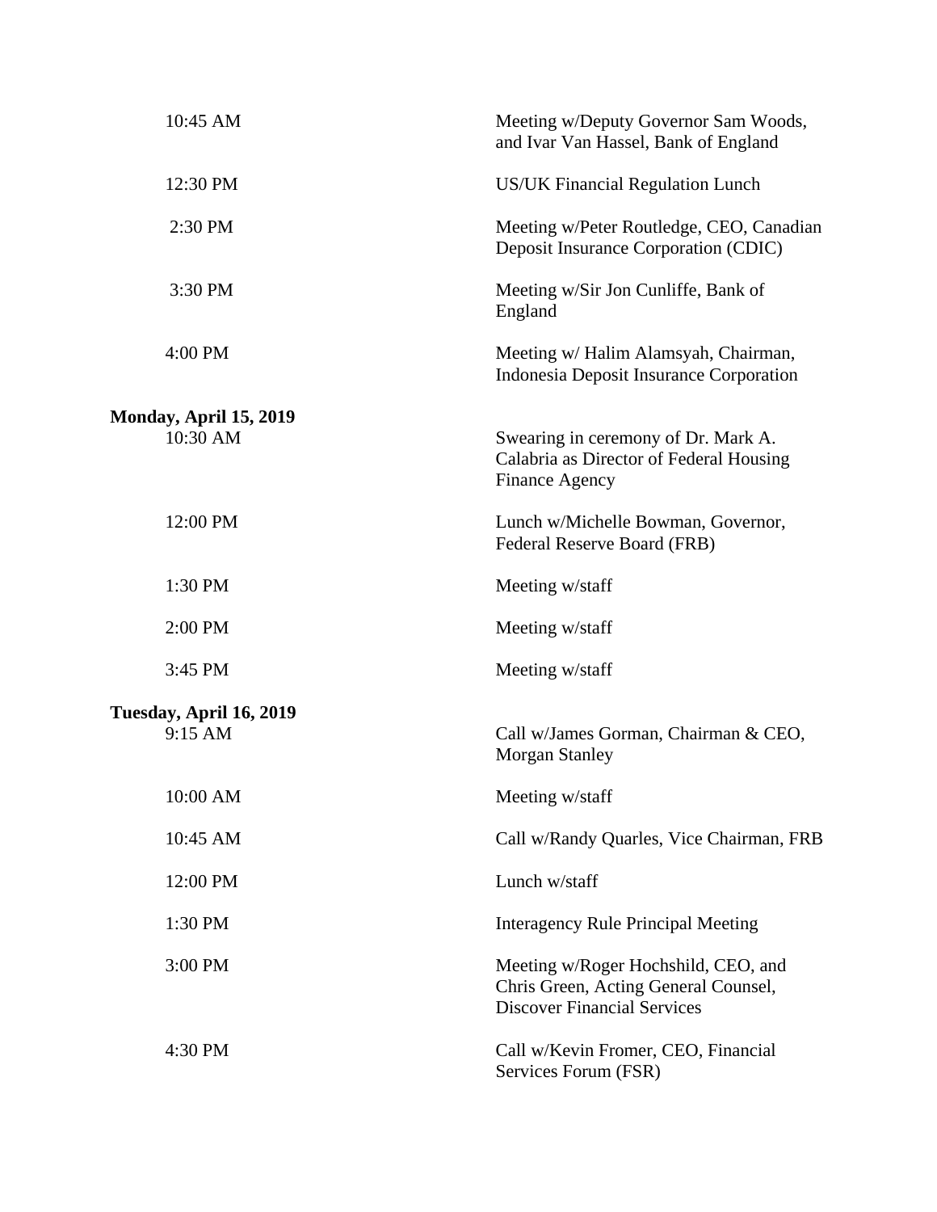| | |
|---|---|
| 10:45 AM | Meeting w/Deputy Governor Sam Woods, and Ivar Van Hassel, Bank of England |
| 12:30 PM | US/UK Financial Regulation Lunch |
| 2:30 PM | Meeting w/Peter Routledge, CEO, Canadian Deposit Insurance Corporation (CDIC) |
| 3:30 PM | Meeting w/Sir Jon Cunliffe, Bank of England |
| 4:00 PM | Meeting w/ Halim Alamsyah, Chairman, Indonesia Deposit Insurance Corporation |

**Monday, April 15, 2019**

| | |
|---|---|
| 10:30 AM | Swearing in ceremony of Dr. Mark A. Calabria as Director of Federal Housing Finance Agency |
| 12:00 PM | Lunch w/Michelle Bowman, Governor, Federal Reserve Board (FRB) |
| 1:30 PM | Meeting w/staff |
| 2:00 PM | Meeting w/staff |
| 3:45 PM | Meeting w/staff |

**Tuesday, April 16, 2019**

| | |
|---|---|
| 9:15 AM | Call w/James Gorman, Chairman & CEO, Morgan Stanley |
| 10:00 AM | Meeting w/staff |
| 10:45 AM | Call w/Randy Quarles, Vice Chairman, FRB |
| 12:00 PM | Lunch w/staff |
| 1:30 PM | Interagency Rule Principal Meeting |
| 3:00 PM | Meeting w/Roger Hochshild, CEO, and Chris Green, Acting General Counsel, Discover Financial Services |
| 4:30 PM | Call w/Kevin Fromer, CEO, Financial Services Forum (FSR) |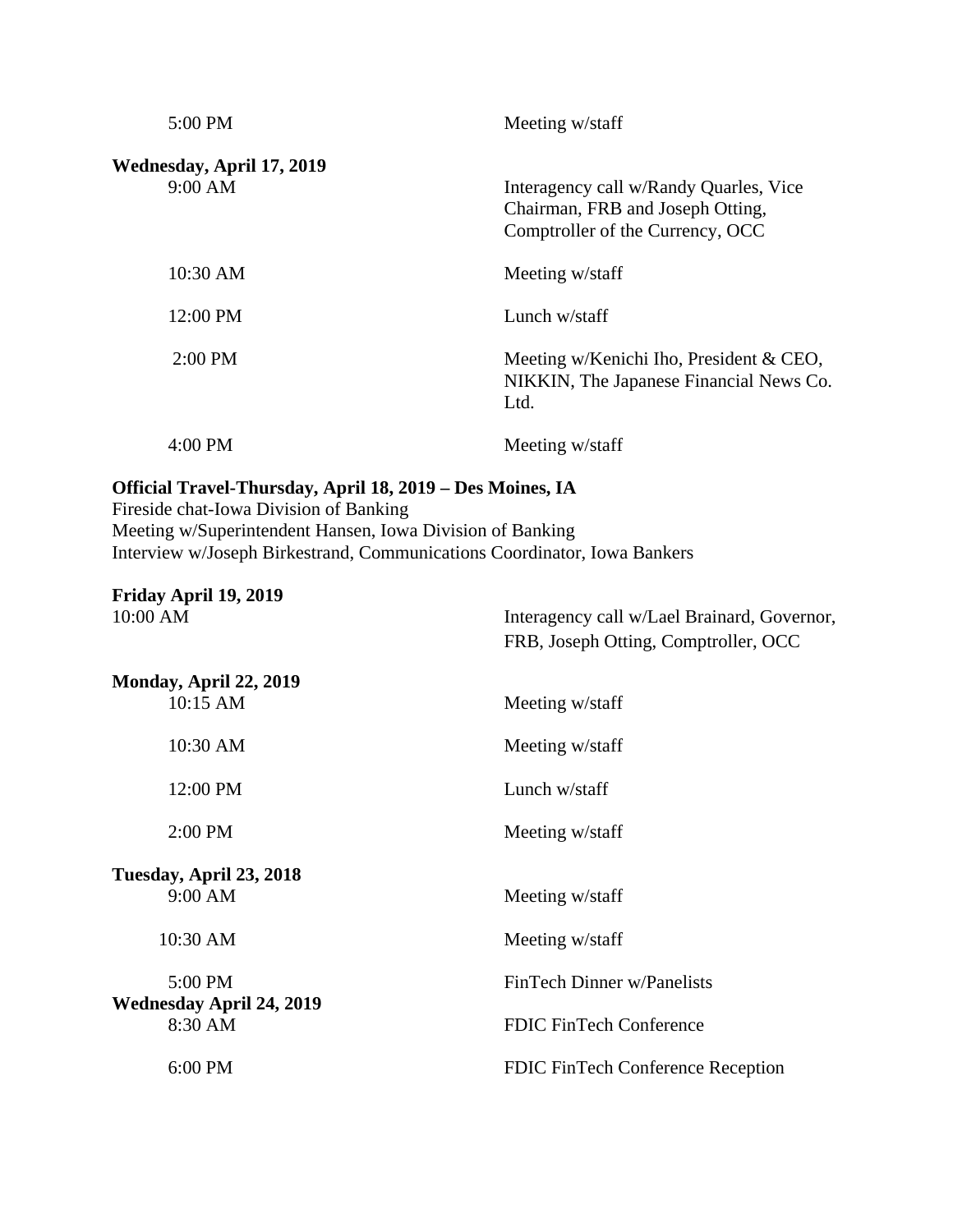| | |
|---|---|
| 5:00 PM | Meeting w/staff |

**Wednesday, April 17, 2019**

| | |
|---|---|
| 9:00 AM | Interagency call w/Randy Quarles, Vice Chairman, FRB and Joseph Otting, Comptroller of the Currency, OCC |
| 10:30 AM | Meeting w/staff |
| 12:00 PM | Lunch w/staff |
| 2:00 PM | Meeting w/Kenichi Iho, President & CEO, NIKKIN, The Japanese Financial News Co. Ltd. |
| 4:00 PM | Meeting w/staff |

**Official Travel-Thursday, April 18, 2019 – Des Moines, IA**

Fireside chat-Iowa Division of Banking
Meeting w/Superintendent Hansen, Iowa Division of Banking
Interview w/Joseph Birkestrand, Communications Coordinator, Iowa Bankers

**Friday April 19, 2019**

| | |
|---|---|
| 10:00 AM | Interagency call w/Lael Brainard, Governor, FRB, Joseph Otting, Comptroller, OCC |

**Monday, April 22, 2019**

| | |
|---|---|
| 10:15 AM | Meeting w/staff |
| 10:30 AM | Meeting w/staff |
| 12:00 PM | Lunch w/staff |
| 2:00 PM | Meeting w/staff |

**Tuesday, April 23, 2018**

| | |
|---|---|
| 9:00 AM | Meeting w/staff |
| 10:30 AM | Meeting w/staff |
| 5:00 PM | FinTech Dinner w/Panelists |

**Wednesday April 24, 2019**

| | |
|---|---|
| 8:30 AM | FDIC FinTech Conference |
| 6:00 PM | FDIC FinTech Conference Reception |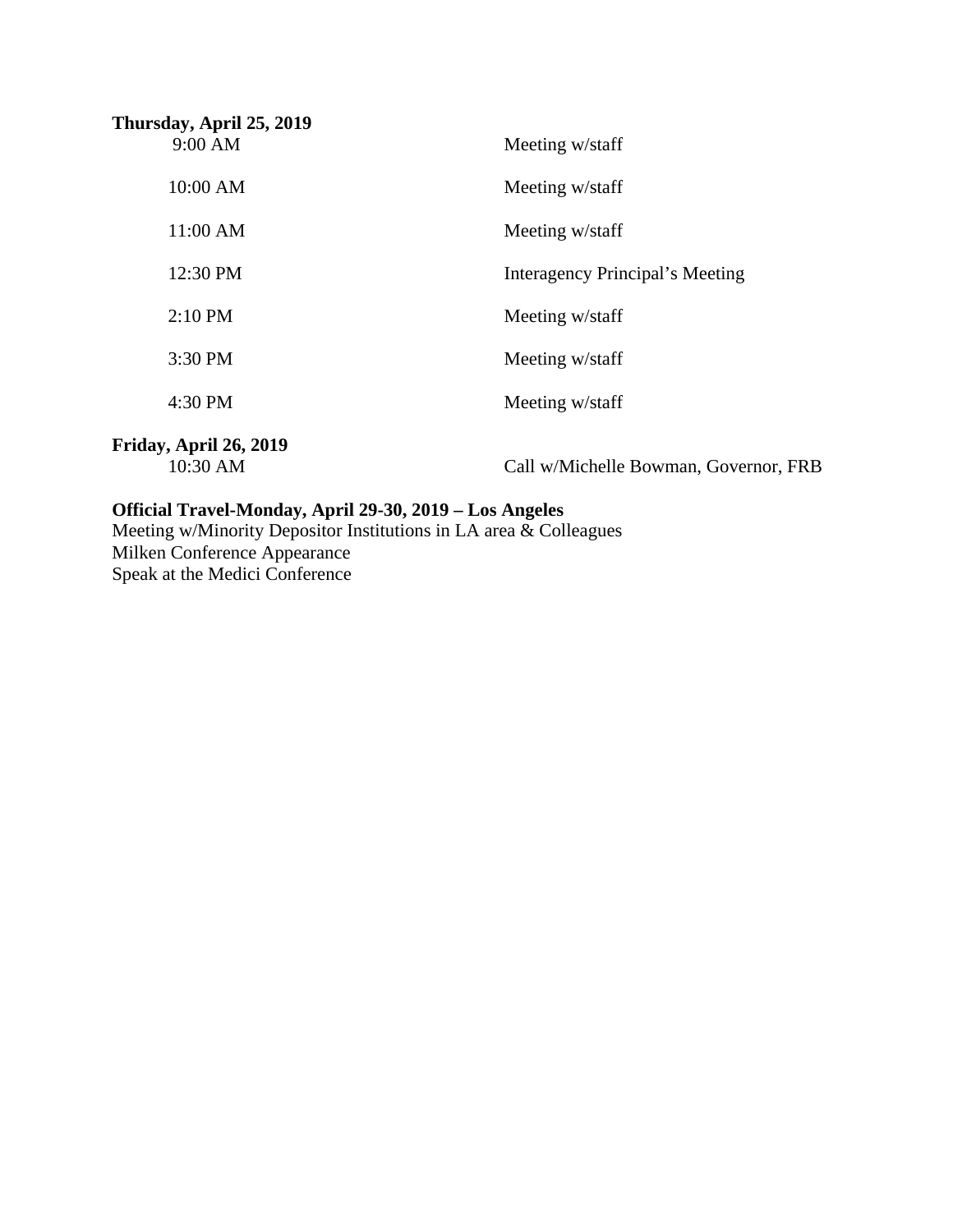**Thursday, April 25, 2019**

| | |
|---|---|
| 9:00 AM | Meeting w/staff |
| 10:00 AM | Meeting w/staff |
| 11:00 AM | Meeting w/staff |
| 12:30 PM | Interagency Principal's Meeting |
| 2:10 PM | Meeting w/staff |
| 3:30 PM | Meeting w/staff |
| 4:30 PM | Meeting w/staff |

**Friday, April 26, 2019**

| | |
|---|---|
| 10:30 AM | Call w/Michelle Bowman, Governor, FRB |

**Official Travel-Monday, April 29-30, 2019 – Los Angeles**

Meeting w/Minority Depositor Institutions in LA area & Colleagues
Milken Conference Appearance
Speak at the Medici Conference